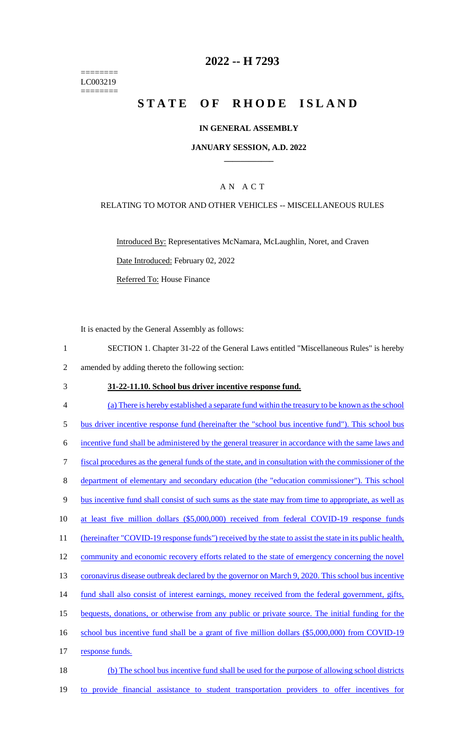========
LC003219
========

# 2022 -- H 7293

# STATE OF RHODE ISLAND

## IN GENERAL ASSEMBLY

### JANUARY SESSION, A.D. 2022

## A N A C T

### RELATING TO MOTOR AND OTHER VEHICLES -- MISCELLANEOUS RULES

Introduced By: Representatives McNamara, McLaughlin, Noret, and Craven

Date Introduced: February 02, 2022

Referred To: House Finance

It is enacted by the General Assembly as follows:

1 SECTION 1. Chapter 31-22 of the General Laws entitled "Miscellaneous Rules" is hereby
2 amended by adding thereto the following section:

3 **31-22-11.10. School bus driver incentive response fund.**

4 (a) There is hereby established a separate fund within the treasury to be known as the school
5 bus driver incentive response fund (hereinafter the "school bus incentive fund"). This school bus
6 incentive fund shall be administered by the general treasurer in accordance with the same laws and
7 fiscal procedures as the general funds of the state, and in consultation with the commissioner of the
8 department of elementary and secondary education (the "education commissioner"). This school
9 bus incentive fund shall consist of such sums as the state may from time to appropriate, as well as
10 at least five million dollars ($5,000,000) received from federal COVID-19 response funds
11 (hereinafter "COVID-19 response funds") received by the state to assist the state in its public health,
12 community and economic recovery efforts related to the state of emergency concerning the novel
13 coronavirus disease outbreak declared by the governor on March 9, 2020. This school bus incentive
14 fund shall also consist of interest earnings, money received from the federal government, gifts,
15 bequests, donations, or otherwise from any public or private source. The initial funding for the
16 school bus incentive fund shall be a grant of five million dollars ($5,000,000) from COVID-19
17 response funds.

18 (b) The school bus incentive fund shall be used for the purpose of allowing school districts
19 to provide financial assistance to student transportation providers to offer incentives for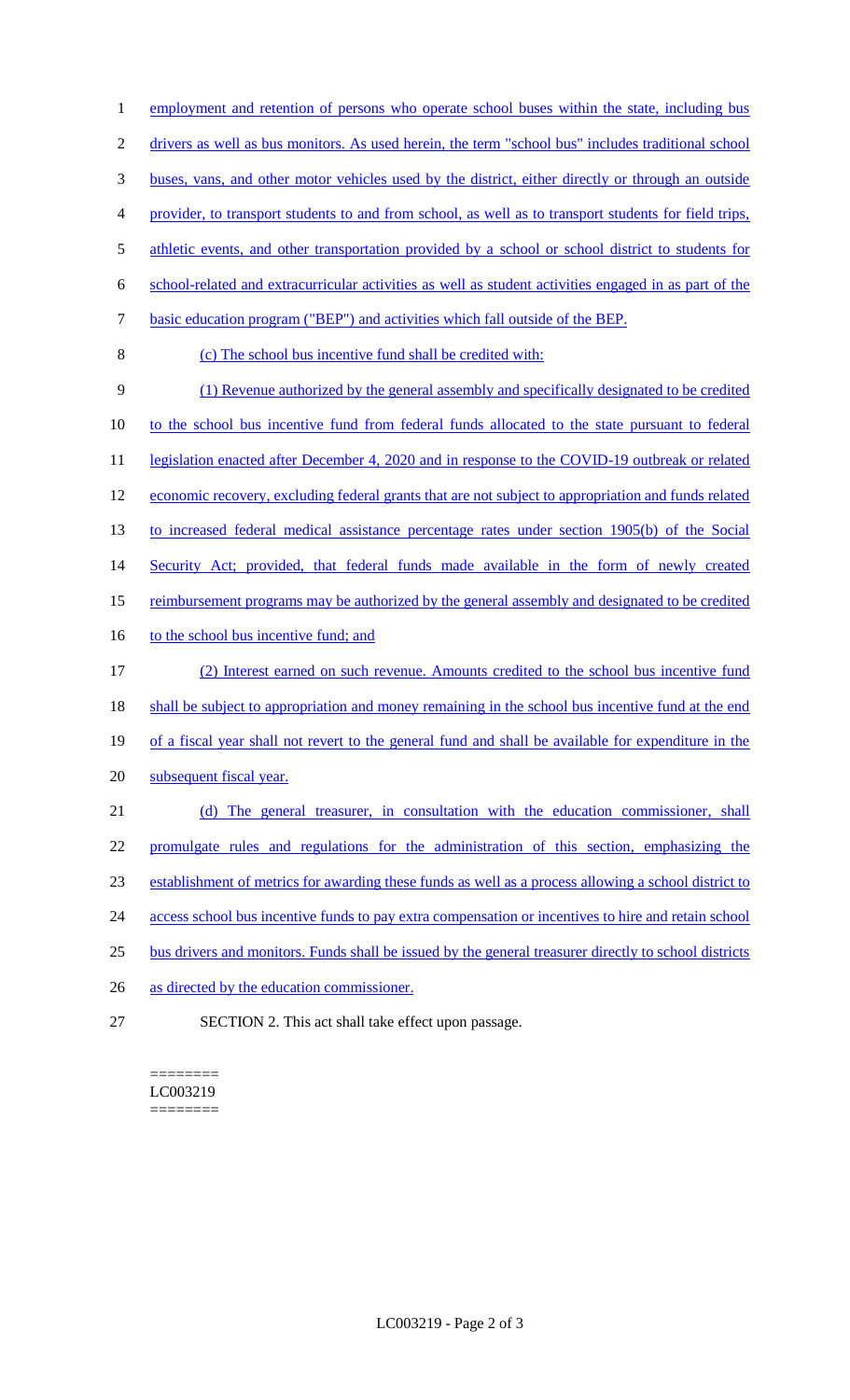employment and retention of persons who operate school buses within the state, including bus drivers as well as bus monitors. As used herein, the term "school bus" includes traditional school buses, vans, and other motor vehicles used by the district, either directly or through an outside provider, to transport students to and from school, as well as to transport students for field trips, athletic events, and other transportation provided by a school or school district to students for school-related and extracurricular activities as well as student activities engaged in as part of the basic education program ("BEP") and activities which fall outside of the BEP.

(c) The school bus incentive fund shall be credited with:

(1) Revenue authorized by the general assembly and specifically designated to be credited to the school bus incentive fund from federal funds allocated to the state pursuant to federal legislation enacted after December 4, 2020 and in response to the COVID-19 outbreak or related economic recovery, excluding federal grants that are not subject to appropriation and funds related to increased federal medical assistance percentage rates under section 1905(b) of the Social Security Act; provided, that federal funds made available in the form of newly created reimbursement programs may be authorized by the general assembly and designated to be credited to the school bus incentive fund; and

(2) Interest earned on such revenue. Amounts credited to the school bus incentive fund shall be subject to appropriation and money remaining in the school bus incentive fund at the end of a fiscal year shall not revert to the general fund and shall be available for expenditure in the subsequent fiscal year.

(d) The general treasurer, in consultation with the education commissioner, shall promulgate rules and regulations for the administration of this section, emphasizing the establishment of metrics for awarding these funds as well as a process allowing a school district to access school bus incentive funds to pay extra compensation or incentives to hire and retain school bus drivers and monitors. Funds shall be issued by the general treasurer directly to school districts as directed by the education commissioner.

SECTION 2. This act shall take effect upon passage.

========
LC003219
========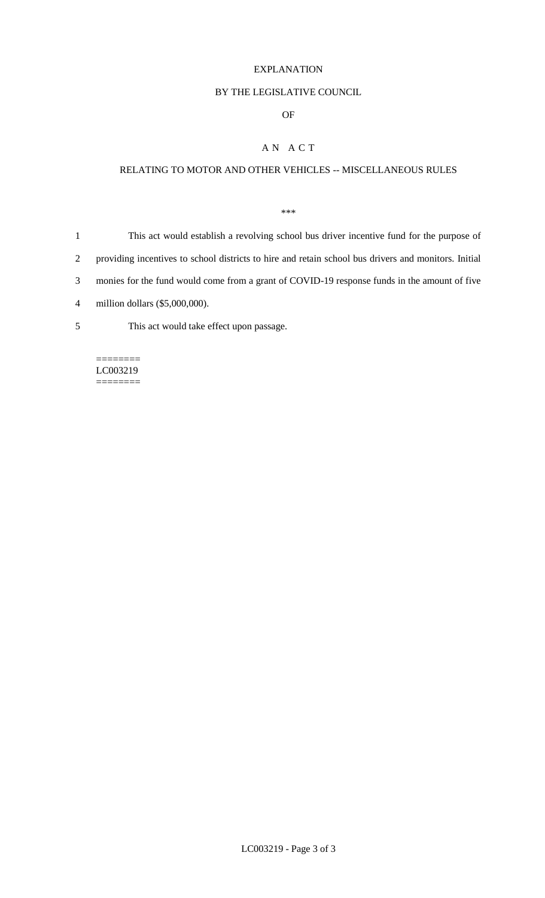EXPLANATION

BY THE LEGISLATIVE COUNCIL

OF

A N A C T

RELATING TO MOTOR AND OTHER VEHICLES -- MISCELLANEOUS RULES

\*\*\*

This act would establish a revolving school bus driver incentive fund for the purpose of providing incentives to school districts to hire and retain school bus drivers and monitors. Initial monies for the fund would come from a grant of COVID-19 response funds in the amount of five million dollars ($5,000,000).

This act would take effect upon passage.

========
LC003219
========